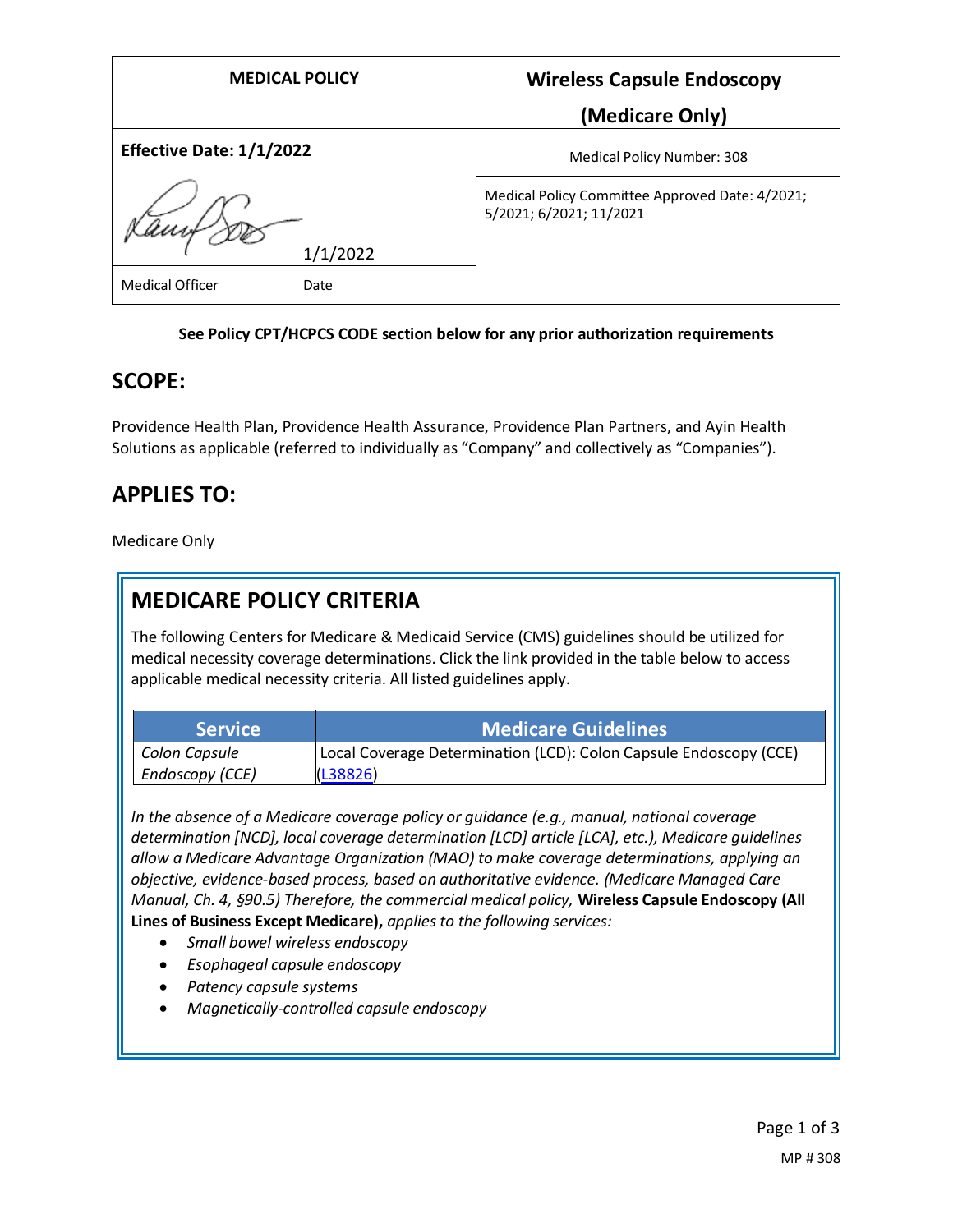| MEDICAL POLICY | Wireless Capsule Endoscopy (Medicare Only) |
|---|---|
| Effective Date: 1/1/2022 | Medical Policy Number: 308 |
| 1/1/2022 | Medical Policy Committee Approved Date: 4/2021; 5/2021; 6/2021; 11/2021 |
| Medical Officer Date | |

**See Policy CPT/HCPCS CODE section below for any prior authorization requirements**

## SCOPE:

Providence Health Plan, Providence Health Assurance, Providence Plan Partners, and Ayin Health Solutions as applicable (referred to individually as "Company" and collectively as "Companies").

## APPLIES TO:

Medicare Only

## MEDICARE POLICY CRITERIA

The following Centers for Medicare & Medicaid Service (CMS) guidelines should be utilized for medical necessity coverage determinations. Click the link provided in the table below to access applicable medical necessity criteria. All listed guidelines apply.

| Service | Medicare Guidelines |
|---|---|
| *Colon Capsule Endoscopy (CCE)* | Local Coverage Determination (LCD): Colon Capsule Endoscopy (CCE) (L38826) |

*In the absence of a Medicare coverage policy or guidance (e.g., manual, national coverage determination [NCD], local coverage determination [LCD] article [LCA], etc.), Medicare guidelines allow a Medicare Advantage Organization (MAO) to make coverage determinations, applying an objective, evidence-based process, based on authoritative evidence. (Medicare Managed Care Manual, Ch. 4, §90.5) Therefore, the commercial medical policy,* **Wireless Capsule Endoscopy (All Lines of Business Except Medicare),** *applies to the following services:*

- *Small bowel wireless endoscopy*
- *Esophageal capsule endoscopy*
- *Patency capsule systems*
- *Magnetically-controlled capsule endoscopy*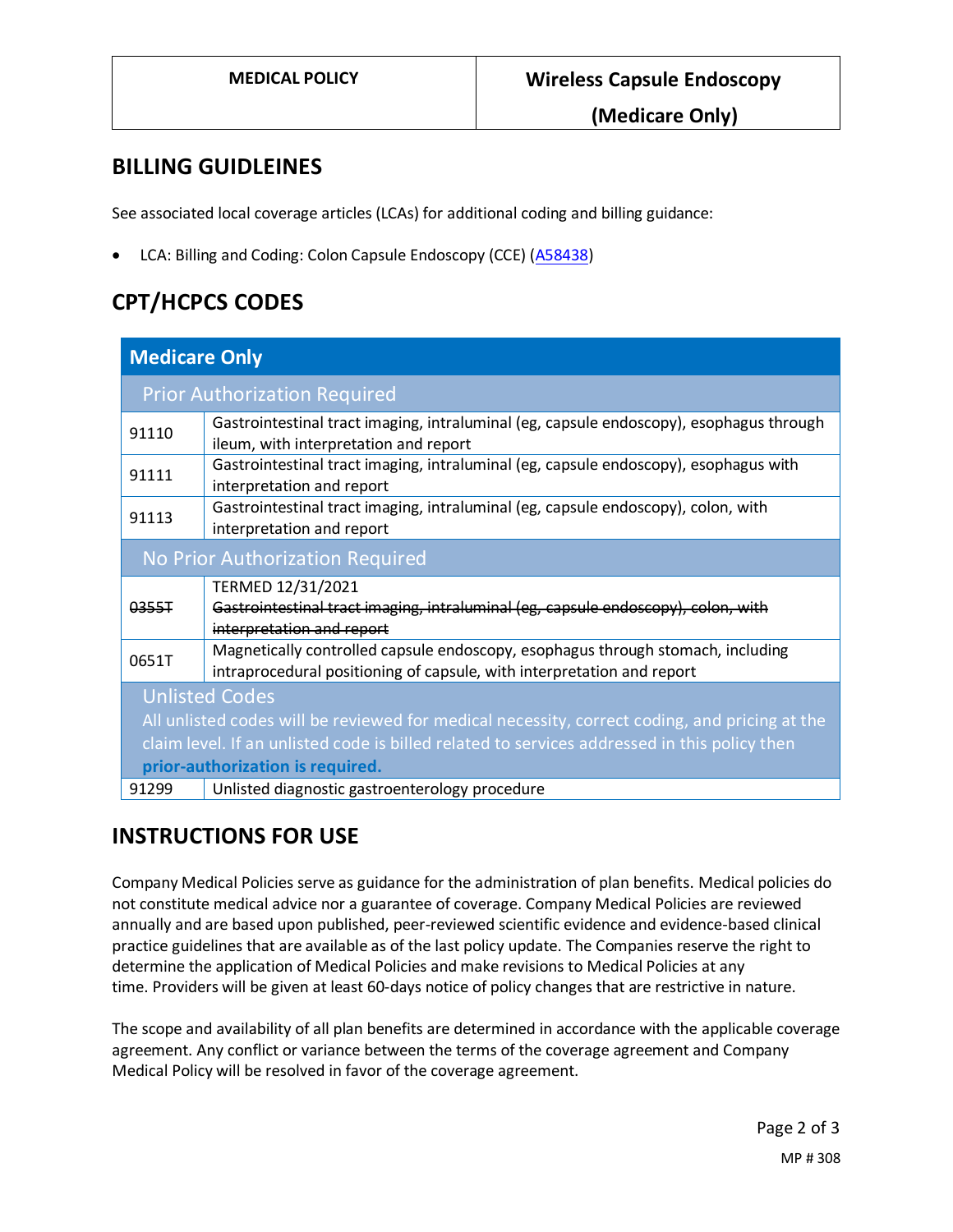## BILLING GUIDELEINES

See associated local coverage articles (LCAs) for additional coding and billing guidance:

- LCA: Billing and Coding: Colon Capsule Endoscopy (CCE) (A58438)

## CPT/HCPCS CODES

| Medicare Only | |
|---|---|
| **Prior Authorization Required** | |
| 91110 | Gastrointestinal tract imaging, intraluminal (eg, capsule endoscopy), esophagus through ileum, with interpretation and report |
| 91111 | Gastrointestinal tract imaging, intraluminal (eg, capsule endoscopy), esophagus with interpretation and report |
| 91113 | Gastrointestinal tract imaging, intraluminal (eg, capsule endoscopy), colon, with interpretation and report |
| **No Prior Authorization Required** | |
| ~~0355T~~ | TERMED 12/31/2021<br>~~Gastrointestinal tract imaging, intraluminal (eg, capsule endoscopy), colon, with interpretation and report~~ |
| 0651T | Magnetically controlled capsule endoscopy, esophagus through stomach, including intraprocedural positioning of capsule, with interpretation and report |
| **Unlisted Codes**<br>All unlisted codes will be reviewed for medical necessity, correct coding, and pricing at the claim level. If an unlisted code is billed related to services addressed in this policy then **prior-authorization is required.** | |
| 91299 | Unlisted diagnostic gastroenterology procedure |

## INSTRUCTIONS FOR USE

Company Medical Policies serve as guidance for the administration of plan benefits. Medical policies do not constitute medical advice nor a guarantee of coverage. Company Medical Policies are reviewed annually and are based upon published, peer-reviewed scientific evidence and evidence-based clinical practice guidelines that are available as of the last policy update. The Companies reserve the right to determine the application of Medical Policies and make revisions to Medical Policies at any time. Providers will be given at least 60-days notice of policy changes that are restrictive in nature.

The scope and availability of all plan benefits are determined in accordance with the applicable coverage agreement. Any conflict or variance between the terms of the coverage agreement and Company Medical Policy will be resolved in favor of the coverage agreement.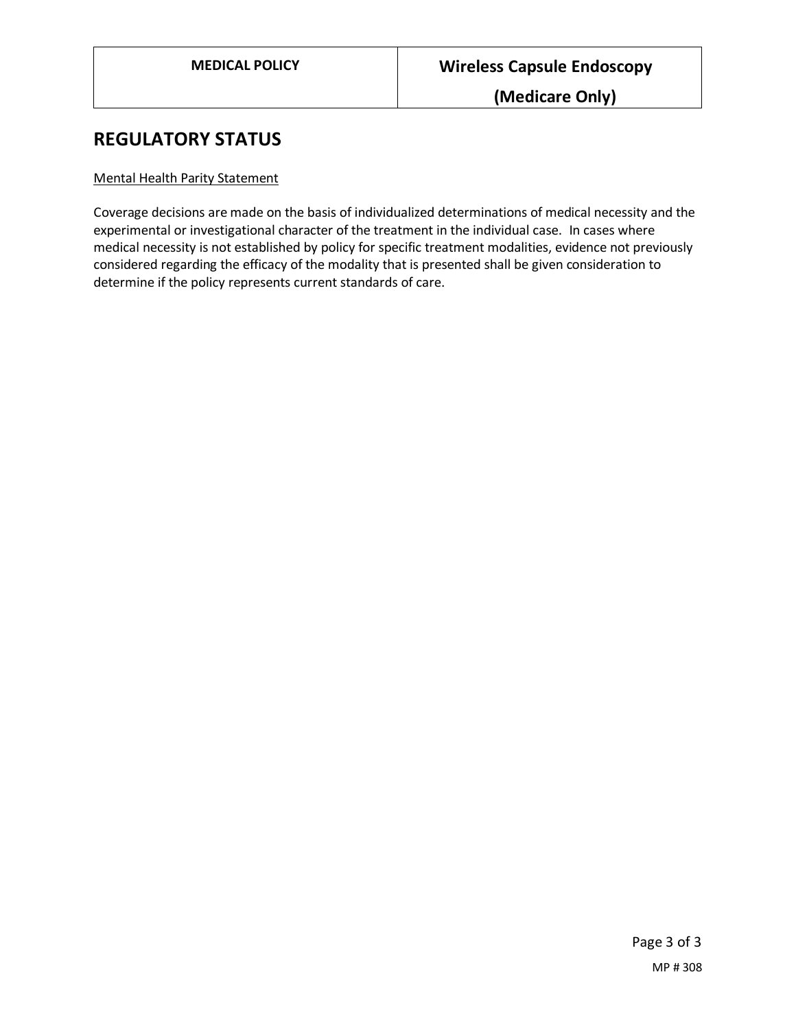## REGULATORY STATUS

Mental Health Parity Statement

Coverage decisions are made on the basis of individualized determinations of medical necessity and the experimental or investigational character of the treatment in the individual case. In cases where medical necessity is not established by policy for specific treatment modalities, evidence not previously considered regarding the efficacy of the modality that is presented shall be given consideration to determine if the policy represents current standards of care.